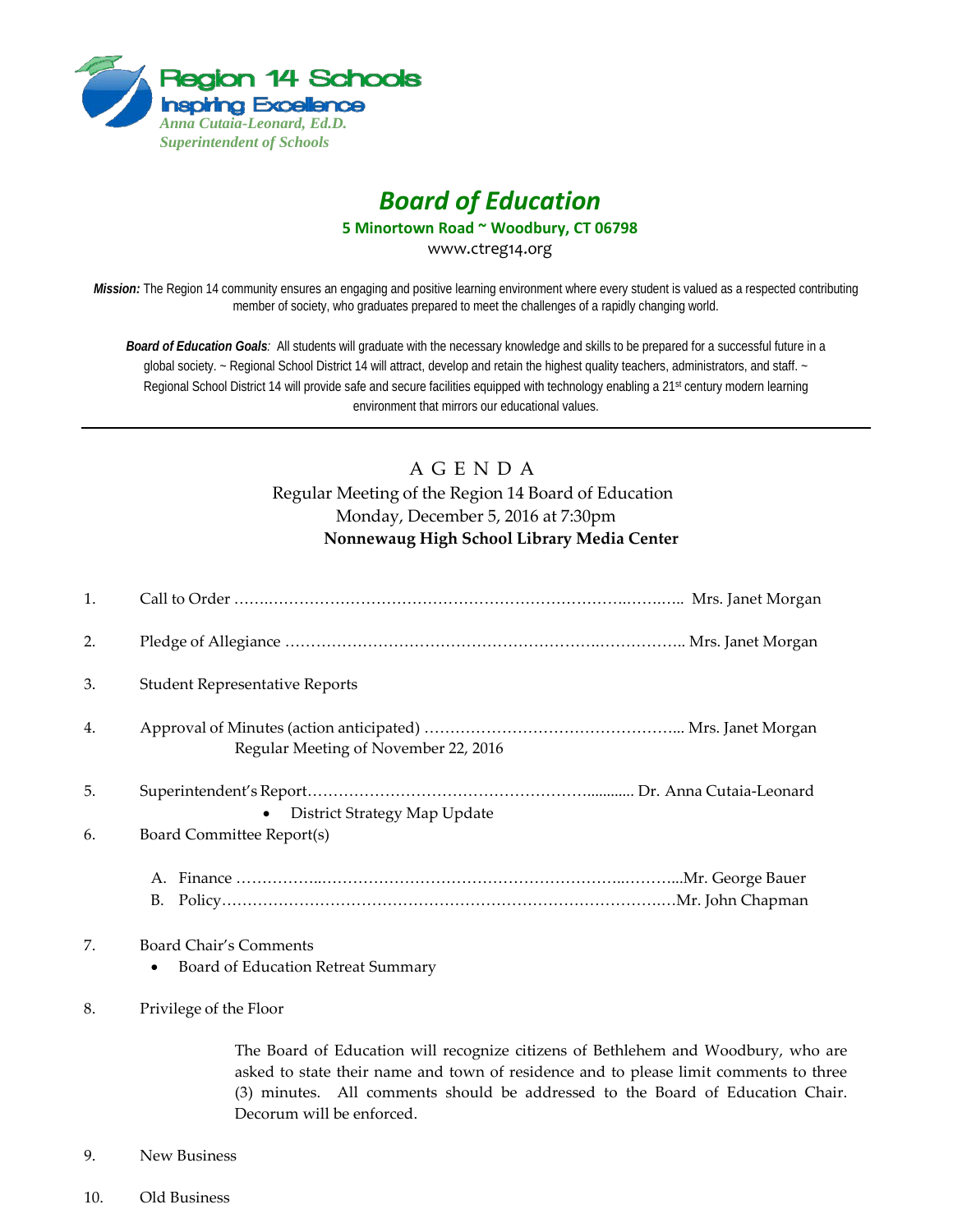**Region 14 Schools**
**Inspiring Excellence**
*Anna Cutaia-Leonard, Ed.D.*
*Superintendent of Schools*

# *Board of Education*

**5 Minortown Road ~ Woodbury, CT 06798**
www.ctreg14.org

***Mission:*** The Region 14 community ensures an engaging and positive learning environment where every student is valued as a respected contributing member of society, who graduates prepared to meet the challenges of a rapidly changing world.

***Board of Education Goals****:* All students will graduate with the necessary knowledge and skills to be prepared for a successful future in a global society. ~ Regional School District 14 will attract, develop and retain the highest quality teachers, administrators, and staff. ~ Regional School District 14 will provide safe and secure facilities equipped with technology enabling a 21st century modern learning environment that mirrors our educational values.

---

## A G E N D A

Regular Meeting of the Region 14 Board of Education
Monday, December 5, 2016 at 7:30pm
**Nonnewaug High School Library Media Center**

1. Call to Order …… Mrs. Janet Morgan

2. Pledge of Allegiance …… Mrs. Janet Morgan

3. Student Representative Reports

4. Approval of Minutes (action anticipated) …… Mrs. Janet Morgan
   Regular Meeting of November 22, 2016

5. Superintendent's Report…… Dr. Anna Cutaia-Leonard
   - District Strategy Map Update

6. Board Committee Report(s)
   A. Finance ……Mr. George Bauer
   B. Policy……Mr. John Chapman

7. Board Chair's Comments
   - Board of Education Retreat Summary

8. Privilege of the Floor

   The Board of Education will recognize citizens of Bethlehem and Woodbury, who are asked to state their name and town of residence and to please limit comments to three (3) minutes. All comments should be addressed to the Board of Education Chair. Decorum will be enforced.

9. New Business

10. Old Business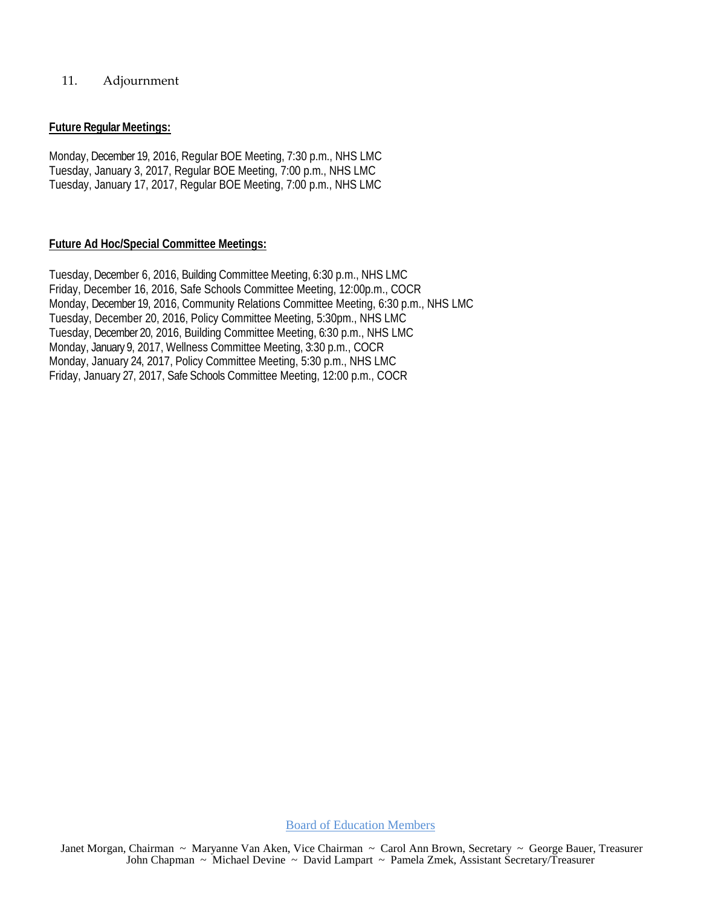11. Adjournment

**Future Regular Meetings:**

Monday, December 19, 2016, Regular BOE Meeting, 7:30 p.m., NHS LMC
Tuesday, January 3, 2017, Regular BOE Meeting, 7:00 p.m., NHS LMC
Tuesday, January 17, 2017, Regular BOE Meeting, 7:00 p.m., NHS LMC

**Future Ad Hoc/Special Committee Meetings:**

Tuesday, December 6, 2016, Building Committee Meeting, 6:30 p.m., NHS LMC
Friday, December 16, 2016, Safe Schools Committee Meeting, 12:00p.m., COCR
Monday, December 19, 2016, Community Relations Committee Meeting, 6:30 p.m., NHS LMC
Tuesday, December 20, 2016, Policy Committee Meeting, 5:30pm., NHS LMC
Tuesday, December 20, 2016, Building Committee Meeting, 6:30 p.m., NHS LMC
Monday, January 9, 2017, Wellness Committee Meeting, 3:30 p.m., COCR
Monday, January 24, 2017, Policy Committee Meeting, 5:30 p.m., NHS LMC
Friday, January 27, 2017, Safe Schools Committee Meeting, 12:00 p.m., COCR

Board of Education Members

Janet Morgan, Chairman ~ Maryanne Van Aken, Vice Chairman ~ Carol Ann Brown, Secretary ~ George Bauer, Treasurer
John Chapman ~ Michael Devine ~ David Lampart ~ Pamela Zmek, Assistant Secretary/Treasurer